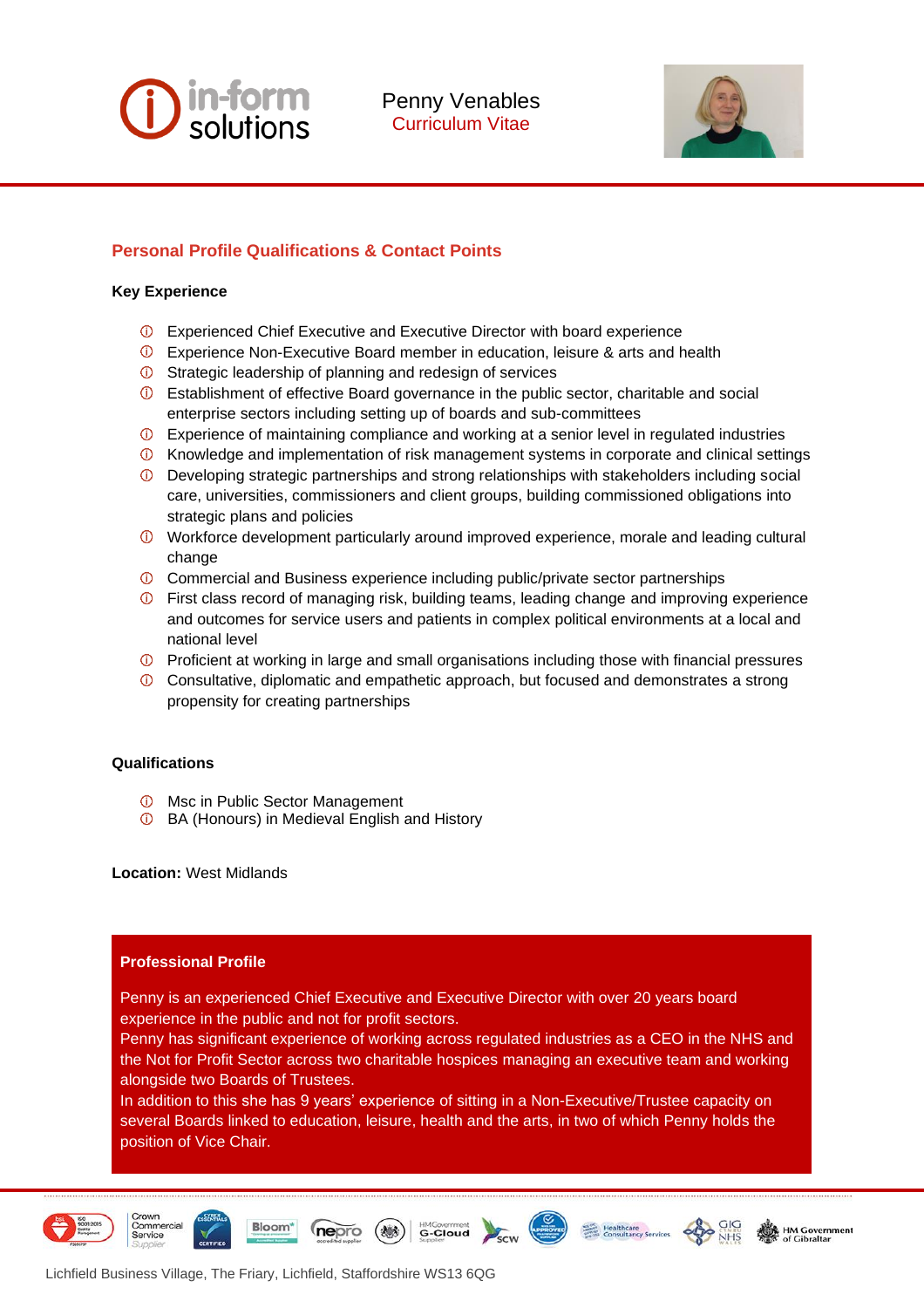# Penny Venables

Curriculum Vitae

## Personal Profile Qualifications & Contact Points

### Key Experience

- Experienced Chief Executive and Executive Director with board experience
- Experience Non-Executive Board member in education, leisure & arts and health
- Strategic leadership of planning and redesign of services
- Establishment of effective Board governance in the public sector, charitable and social enterprise sectors including setting up of boards and sub-committees
- Experience of maintaining compliance and working at a senior level in regulated industries
- Knowledge and implementation of risk management systems in corporate and clinical settings
- Developing strategic partnerships and strong relationships with stakeholders including social care, universities, commissioners and client groups, building commissioned obligations into strategic plans and policies
- Workforce development particularly around improved experience, morale and leading cultural change
- Commercial and Business experience including public/private sector partnerships
- First class record of managing risk, building teams, leading change and improving experience and outcomes for service users and patients in complex political environments at a local and national level
- Proficient at working in large and small organisations including those with financial pressures
- Consultative, diplomatic and empathetic approach, but focused and demonstrates a strong propensity for creating partnerships

### Qualifications

- Msc in Public Sector Management
- BA (Honours) in Medieval English and History

**Location:** West Midlands

### Professional Profile

Penny is an experienced Chief Executive and Executive Director with over 20 years board experience in the public and not for profit sectors.

Penny has significant experience of working across regulated industries as a CEO in the NHS and the Not for Profit Sector across two charitable hospices managing an executive team and working alongside two Boards of Trustees.

In addition to this she has 9 years' experience of sitting in a Non-Executive/Trustee capacity on several Boards linked to education, leisure, health and the arts, in two of which Penny holds the position of Vice Chair.

Lichfield Business Village, The Friary, Lichfield, Staffordshire WS13 6QG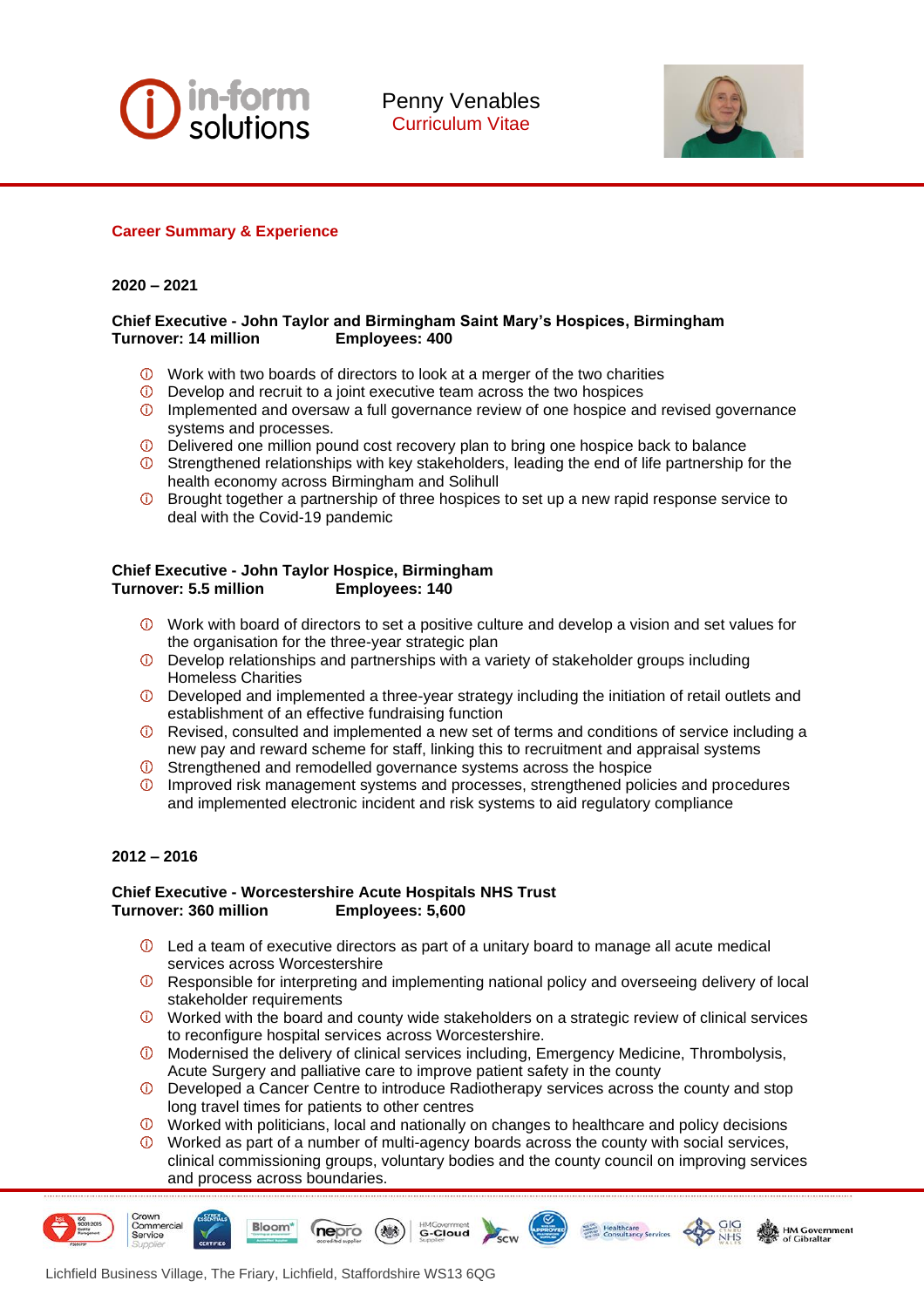## Career Summary & Experience

**2020 – 2021**

**Chief Executive - John Taylor and Birmingham Saint Mary's Hospices, Birmingham**
**Turnover: 14 million Employees: 400**

- Work with two boards of directors to look at a merger of the two charities
- Develop and recruit to a joint executive team across the two hospices
- Implemented and oversaw a full governance review of one hospice and revised governance systems and processes.
- Delivered one million pound cost recovery plan to bring one hospice back to balance
- Strengthened relationships with key stakeholders, leading the end of life partnership for the health economy across Birmingham and Solihull
- Brought together a partnership of three hospices to set up a new rapid response service to deal with the Covid-19 pandemic

**Chief Executive - John Taylor Hospice, Birmingham**
**Turnover: 5.5 million Employees: 140**

- Work with board of directors to set a positive culture and develop a vision and set values for the organisation for the three-year strategic plan
- Develop relationships and partnerships with a variety of stakeholder groups including Homeless Charities
- Developed and implemented a three-year strategy including the initiation of retail outlets and establishment of an effective fundraising function
- Revised, consulted and implemented a new set of terms and conditions of service including a new pay and reward scheme for staff, linking this to recruitment and appraisal systems
- Strengthened and remodelled governance systems across the hospice
- Improved risk management systems and processes, strengthened policies and procedures and implemented electronic incident and risk systems to aid regulatory compliance

**2012 – 2016**

**Chief Executive - Worcestershire Acute Hospitals NHS Trust**
**Turnover: 360 million Employees: 5,600**

- Led a team of executive directors as part of a unitary board to manage all acute medical services across Worcestershire
- Responsible for interpreting and implementing national policy and overseeing delivery of local stakeholder requirements
- Worked with the board and county wide stakeholders on a strategic review of clinical services to reconfigure hospital services across Worcestershire.
- Modernised the delivery of clinical services including, Emergency Medicine, Thrombolysis, Acute Surgery and palliative care to improve patient safety in the county
- Developed a Cancer Centre to introduce Radiotherapy services across the county and stop long travel times for patients to other centres
- Worked with politicians, local and nationally on changes to healthcare and policy decisions
- Worked as part of a number of multi-agency boards across the county with social services, clinical commissioning groups, voluntary bodies and the county council on improving services and process across boundaries.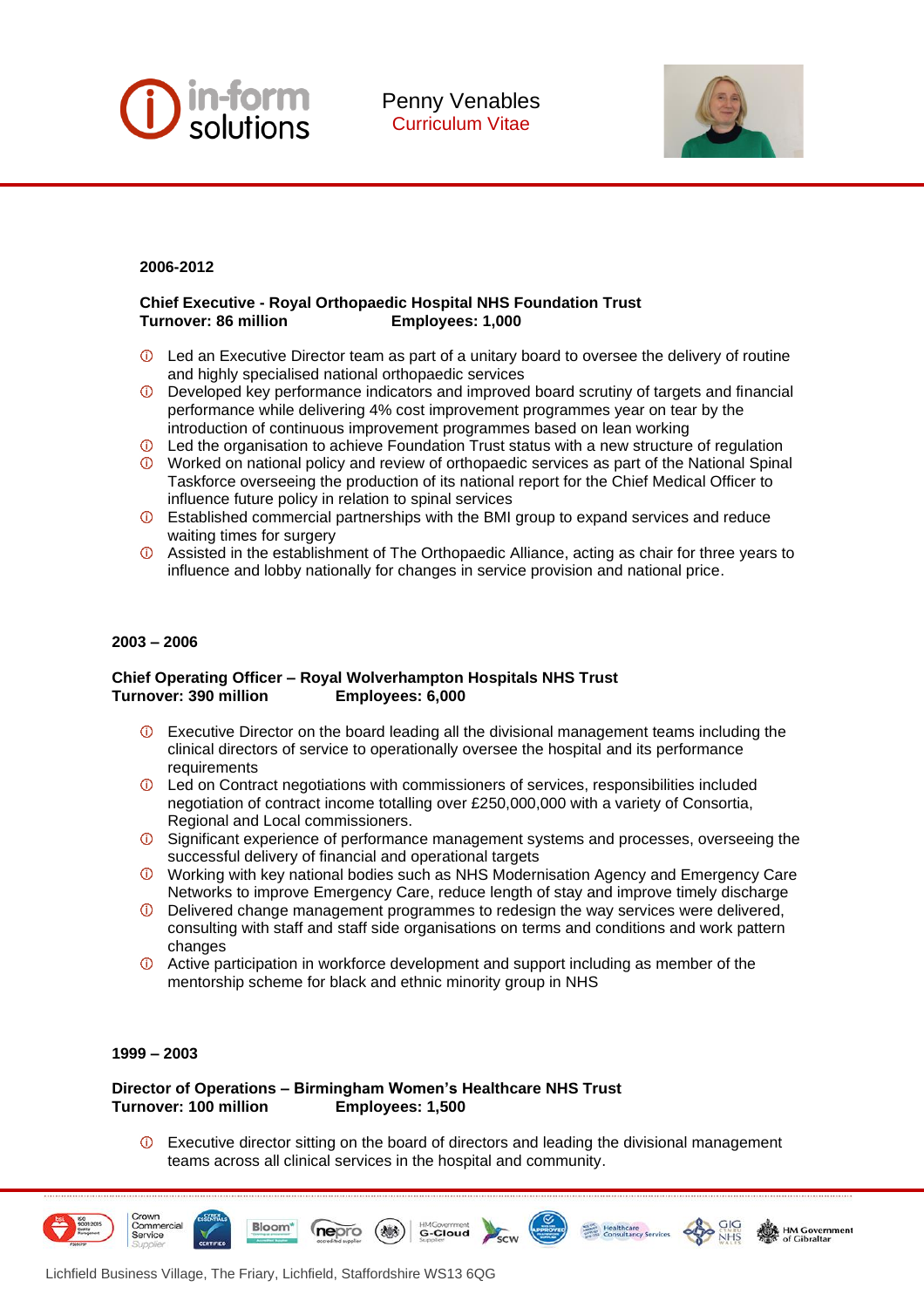**2006-2012**

**Chief Executive - Royal Orthopaedic Hospital NHS Foundation Trust**
**Turnover: 86 million Employees: 1,000**

- Led an Executive Director team as part of a unitary board to oversee the delivery of routine and highly specialised national orthopaedic services
- Developed key performance indicators and improved board scrutiny of targets and financial performance while delivering 4% cost improvement programmes year on tear by the introduction of continuous improvement programmes based on lean working
- Led the organisation to achieve Foundation Trust status with a new structure of regulation
- Worked on national policy and review of orthopaedic services as part of the National Spinal Taskforce overseeing the production of its national report for the Chief Medical Officer to influence future policy in relation to spinal services
- Established commercial partnerships with the BMI group to expand services and reduce waiting times for surgery
- Assisted in the establishment of The Orthopaedic Alliance, acting as chair for three years to influence and lobby nationally for changes in service provision and national price.

**2003 – 2006**

**Chief Operating Officer – Royal Wolverhampton Hospitals NHS Trust**
**Turnover: 390 million Employees: 6,000**

- Executive Director on the board leading all the divisional management teams including the clinical directors of service to operationally oversee the hospital and its performance requirements
- Led on Contract negotiations with commissioners of services, responsibilities included negotiation of contract income totalling over £250,000,000 with a variety of Consortia, Regional and Local commissioners.
- Significant experience of performance management systems and processes, overseeing the successful delivery of financial and operational targets
- Working with key national bodies such as NHS Modernisation Agency and Emergency Care Networks to improve Emergency Care, reduce length of stay and improve timely discharge
- Delivered change management programmes to redesign the way services were delivered, consulting with staff and staff side organisations on terms and conditions and work pattern changes
- Active participation in workforce development and support including as member of the mentorship scheme for black and ethnic minority group in NHS

**1999 – 2003**

**Director of Operations – Birmingham Women's Healthcare NHS Trust**
**Turnover: 100 million Employees: 1,500**

- Executive director sitting on the board of directors and leading the divisional management teams across all clinical services in the hospital and community.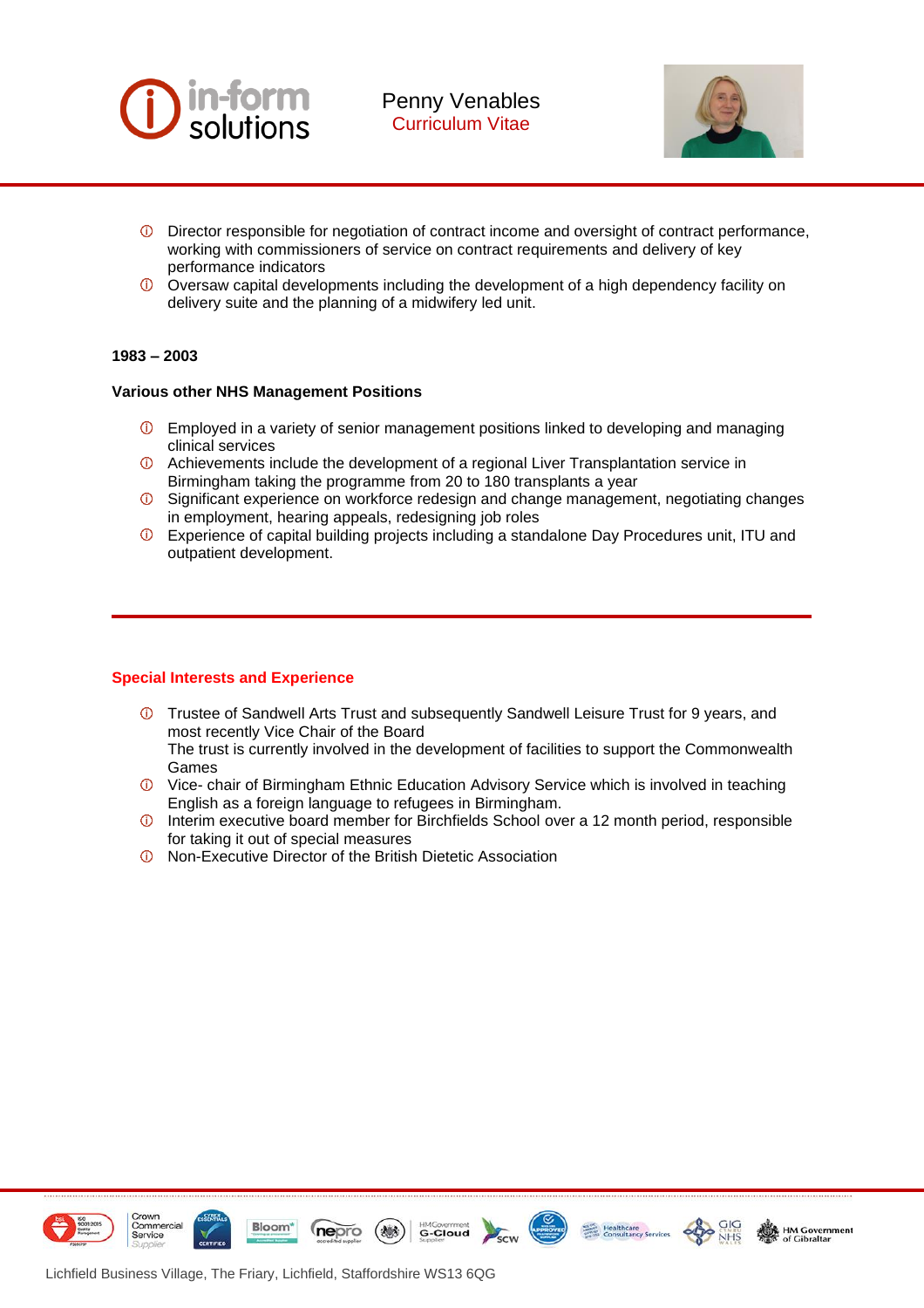- Director responsible for negotiation of contract income and oversight of contract performance, working with commissioners of service on contract requirements and delivery of key performance indicators
- Oversaw capital developments including the development of a high dependency facility on delivery suite and the planning of a midwifery led unit.

**1983 – 2003**

**Various other NHS Management Positions**

- Employed in a variety of senior management positions linked to developing and managing clinical services
- Achievements include the development of a regional Liver Transplantation service in Birmingham taking the programme from 20 to 180 transplants a year
- Significant experience on workforce redesign and change management, negotiating changes in employment, hearing appeals, redesigning job roles
- Experience of capital building projects including a standalone Day Procedures unit, ITU and outpatient development.

## Special Interests and Experience

- Trustee of Sandwell Arts Trust and subsequently Sandwell Leisure Trust for 9 years, and most recently Vice Chair of the Board
  The trust is currently involved in the development of facilities to support the Commonwealth Games
- Vice- chair of Birmingham Ethnic Education Advisory Service which is involved in teaching English as a foreign language to refugees in Birmingham.
- Interim executive board member for Birchfields School over a 12 month period, responsible for taking it out of special measures
- Non-Executive Director of the British Dietetic Association